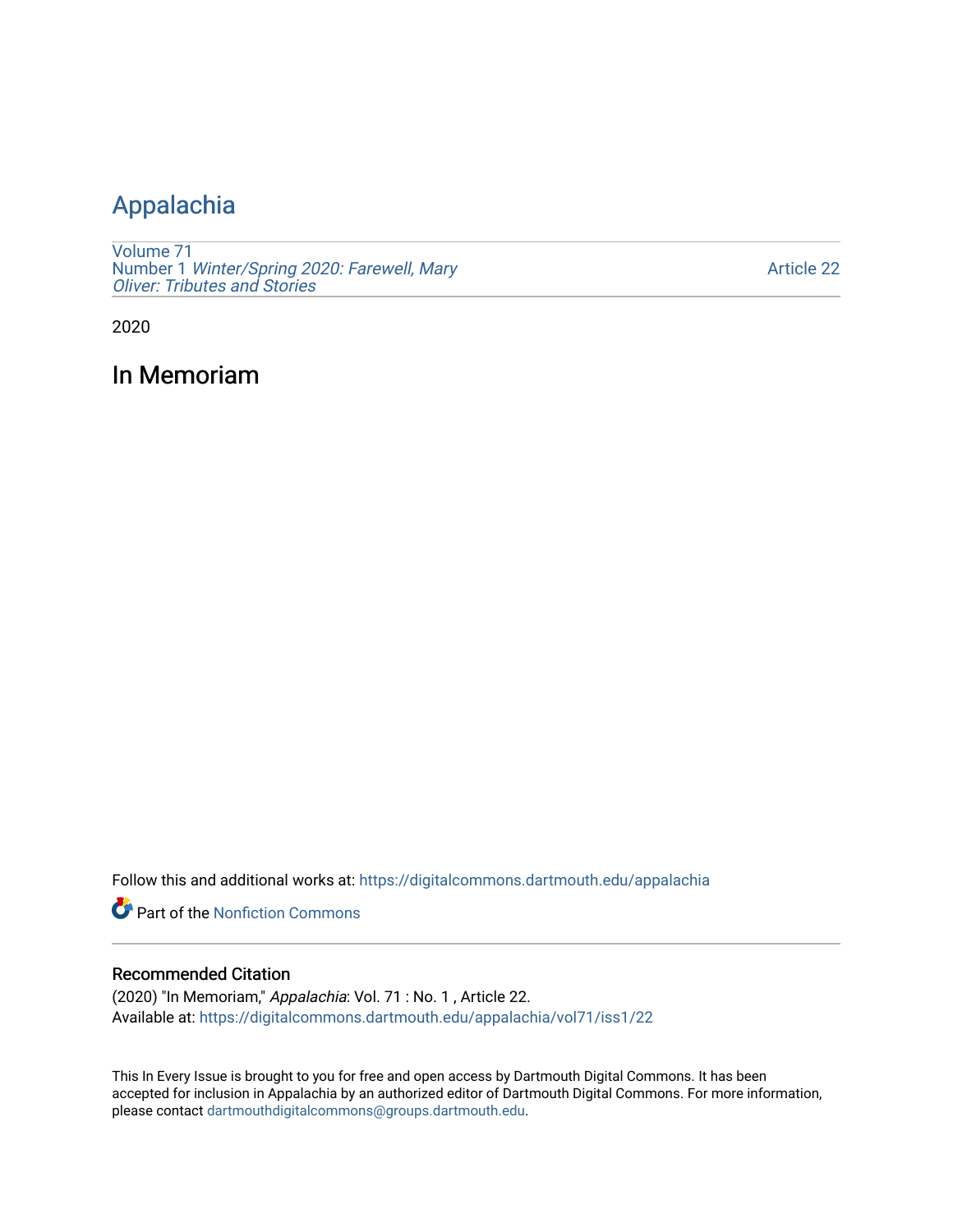# Appalachia

Volume 71
Number 1 *Winter/Spring 2020: Farewell, Mary Oliver: Tributes and Stories*

Article 22

2020

## In Memoriam

Follow this and additional works at: https://digitalcommons.dartmouth.edu/appalachia

Part of the Nonfiction Commons

### Recommended Citation

(2020) "In Memoriam," *Appalachia*: Vol. 71 : No. 1 , Article 22.
Available at: https://digitalcommons.dartmouth.edu/appalachia/vol71/iss1/22

This In Every Issue is brought to you for free and open access by Dartmouth Digital Commons. It has been accepted for inclusion in Appalachia by an authorized editor of Dartmouth Digital Commons. For more information, please contact dartmouthdigitalcommons@groups.dartmouth.edu.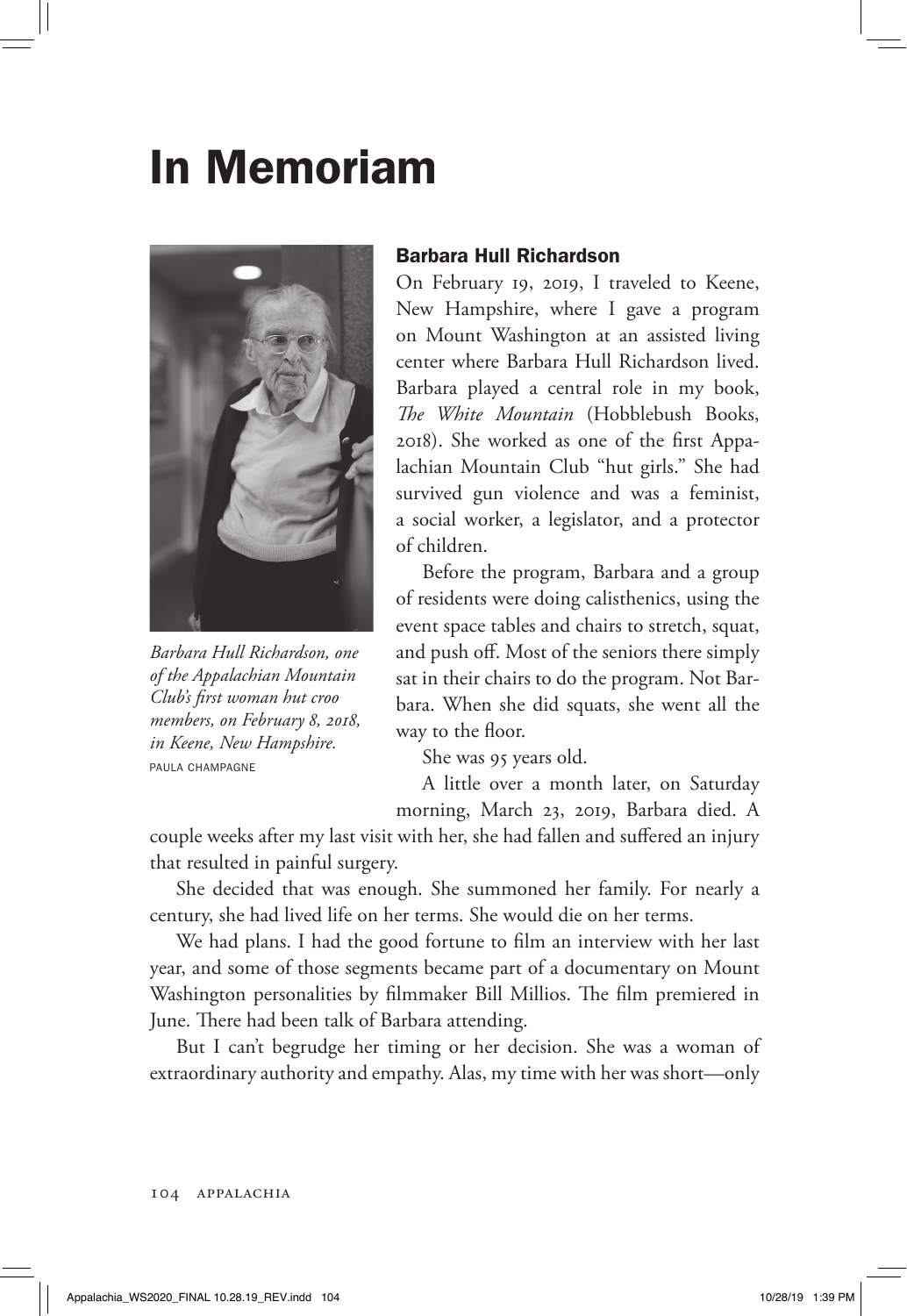# In Memoriam

Barbara Hull Richardson, one of the Appalachian Mountain Club's first woman hut croo members, on February 8, 2018, in Keene, New Hampshire.
PAULA CHAMPAGNE

## Barbara Hull Richardson

On February 19, 2019, I traveled to Keene, New Hampshire, where I gave a program on Mount Washington at an assisted living center where Barbara Hull Richardson lived. Barbara played a central role in my book, *The White Mountain* (Hobblebush Books, 2018). She worked as one of the first Appalachian Mountain Club "hut girls." She had survived gun violence and was a feminist, a social worker, a legislator, and a protector of children.

Before the program, Barbara and a group of residents were doing calisthenics, using the event space tables and chairs to stretch, squat, and push off. Most of the seniors there simply sat in their chairs to do the program. Not Barbara. When she did squats, she went all the way to the floor.

She was 95 years old.

A little over a month later, on Saturday morning, March 23, 2019, Barbara died. A couple weeks after my last visit with her, she had fallen and suffered an injury that resulted in painful surgery.

She decided that was enough. She summoned her family. For nearly a century, she had lived life on her terms. She would die on her terms.

We had plans. I had the good fortune to film an interview with her last year, and some of those segments became part of a documentary on Mount Washington personalities by filmmaker Bill Millios. The film premiered in June. There had been talk of Barbara attending.

But I can't begrudge her timing or her decision. She was a woman of extraordinary authority and empathy. Alas, my time with her was short—only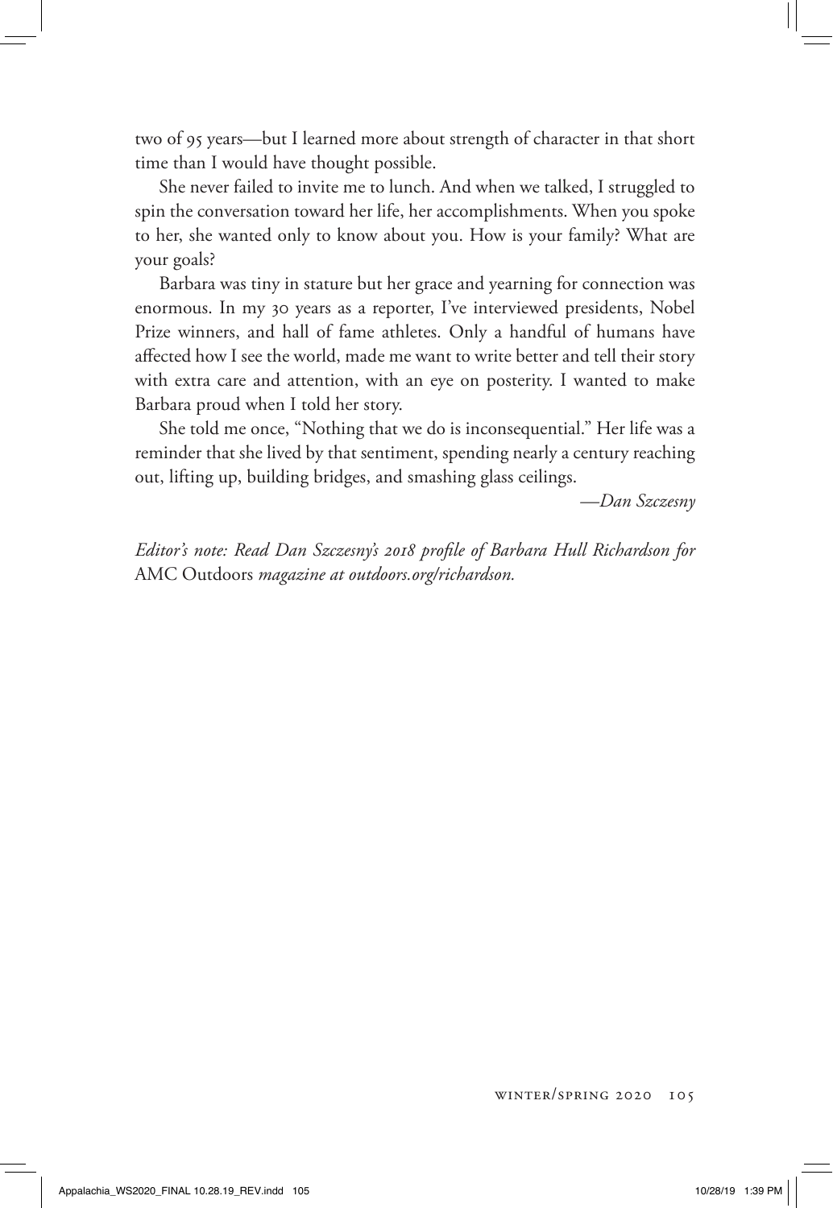two of 95 years—but I learned more about strength of character in that short time than I would have thought possible.

She never failed to invite me to lunch. And when we talked, I struggled to spin the conversation toward her life, her accomplishments. When you spoke to her, she wanted only to know about you. How is your family? What are your goals?

Barbara was tiny in stature but her grace and yearning for connection was enormous. In my 30 years as a reporter, I've interviewed presidents, Nobel Prize winners, and hall of fame athletes. Only a handful of humans have affected how I see the world, made me want to write better and tell their story with extra care and attention, with an eye on posterity. I wanted to make Barbara proud when I told her story.

She told me once, "Nothing that we do is inconsequential." Her life was a reminder that she lived by that sentiment, spending nearly a century reaching out, lifting up, building bridges, and smashing glass ceilings.

*—Dan Szczesny*

*Editor's note: Read Dan Szczesny's 2018 profile of Barbara Hull Richardson for* AMC Outdoors *magazine at outdoors.org/richardson.*